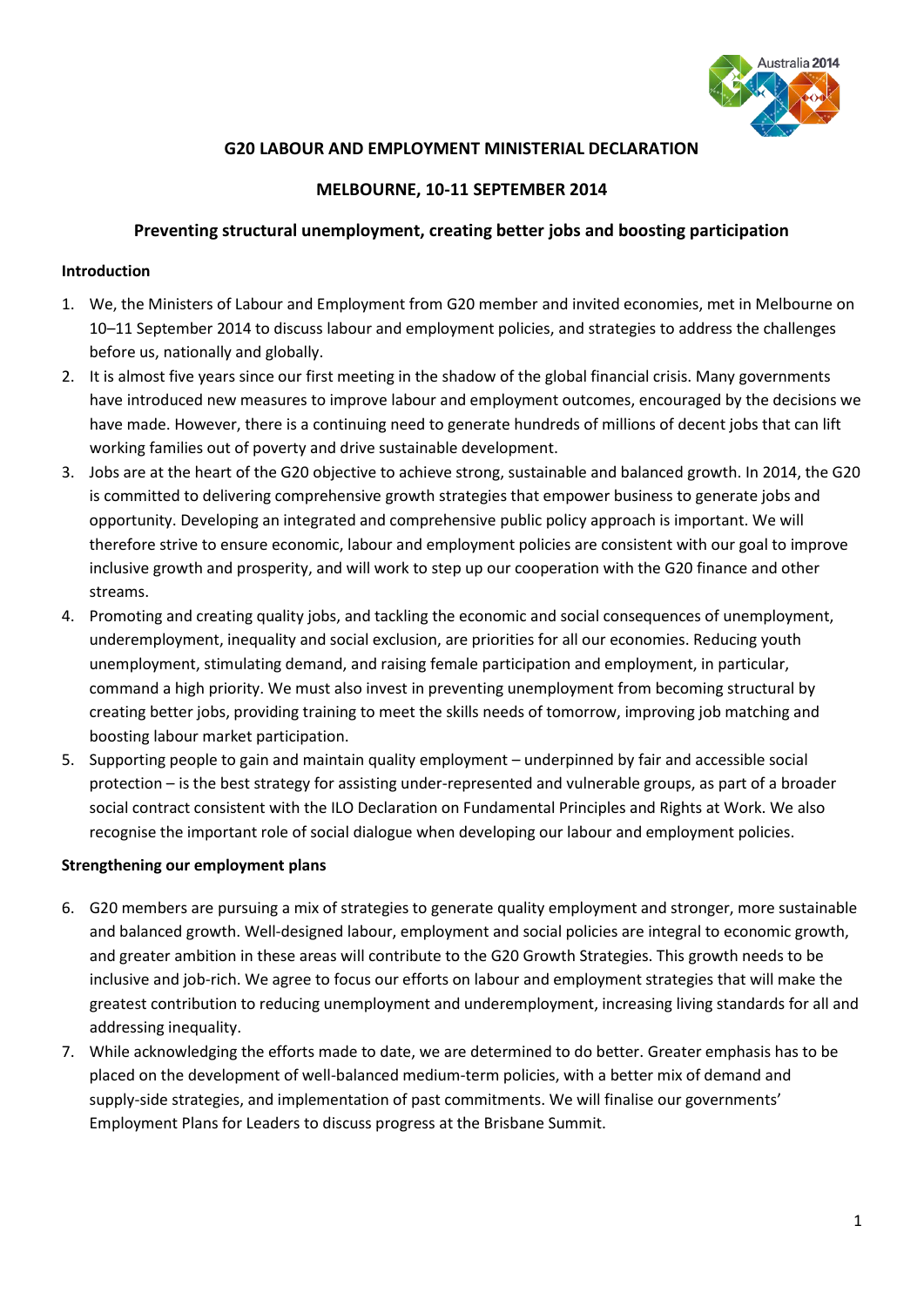# G20 LABOUR AND EMPLOYMENT MINISTERIAL DECLARATION

## MELBOURNE, 10-11 SEPTEMBER 2014

## Preventing structural unemployment, creating better jobs and boosting participation

**Introduction**

1. We, the Ministers of Labour and Employment from G20 member and invited economies, met in Melbourne on 10–11 September 2014 to discuss labour and employment policies, and strategies to address the challenges before us, nationally and globally.
2. It is almost five years since our first meeting in the shadow of the global financial crisis. Many governments have introduced new measures to improve labour and employment outcomes, encouraged by the decisions we have made. However, there is a continuing need to generate hundreds of millions of decent jobs that can lift working families out of poverty and drive sustainable development.
3. Jobs are at the heart of the G20 objective to achieve strong, sustainable and balanced growth. In 2014, the G20 is committed to delivering comprehensive growth strategies that empower business to generate jobs and opportunity. Developing an integrated and comprehensive public policy approach is important. We will therefore strive to ensure economic, labour and employment policies are consistent with our goal to improve inclusive growth and prosperity, and will work to step up our cooperation with the G20 finance and other streams.
4. Promoting and creating quality jobs, and tackling the economic and social consequences of unemployment, underemployment, inequality and social exclusion, are priorities for all our economies. Reducing youth unemployment, stimulating demand, and raising female participation and employment, in particular, command a high priority. We must also invest in preventing unemployment from becoming structural by creating better jobs, providing training to meet the skills needs of tomorrow, improving job matching and boosting labour market participation.
5. Supporting people to gain and maintain quality employment – underpinned by fair and accessible social protection – is the best strategy for assisting under-represented and vulnerable groups, as part of a broader social contract consistent with the ILO Declaration on Fundamental Principles and Rights at Work. We also recognise the important role of social dialogue when developing our labour and employment policies.

**Strengthening our employment plans**

6. G20 members are pursuing a mix of strategies to generate quality employment and stronger, more sustainable and balanced growth. Well-designed labour, employment and social policies are integral to economic growth, and greater ambition in these areas will contribute to the G20 Growth Strategies. This growth needs to be inclusive and job-rich. We agree to focus our efforts on labour and employment strategies that will make the greatest contribution to reducing unemployment and underemployment, increasing living standards for all and addressing inequality.
7. While acknowledging the efforts made to date, we are determined to do better. Greater emphasis has to be placed on the development of well-balanced medium-term policies, with a better mix of demand and supply-side strategies, and implementation of past commitments. We will finalise our governments' Employment Plans for Leaders to discuss progress at the Brisbane Summit.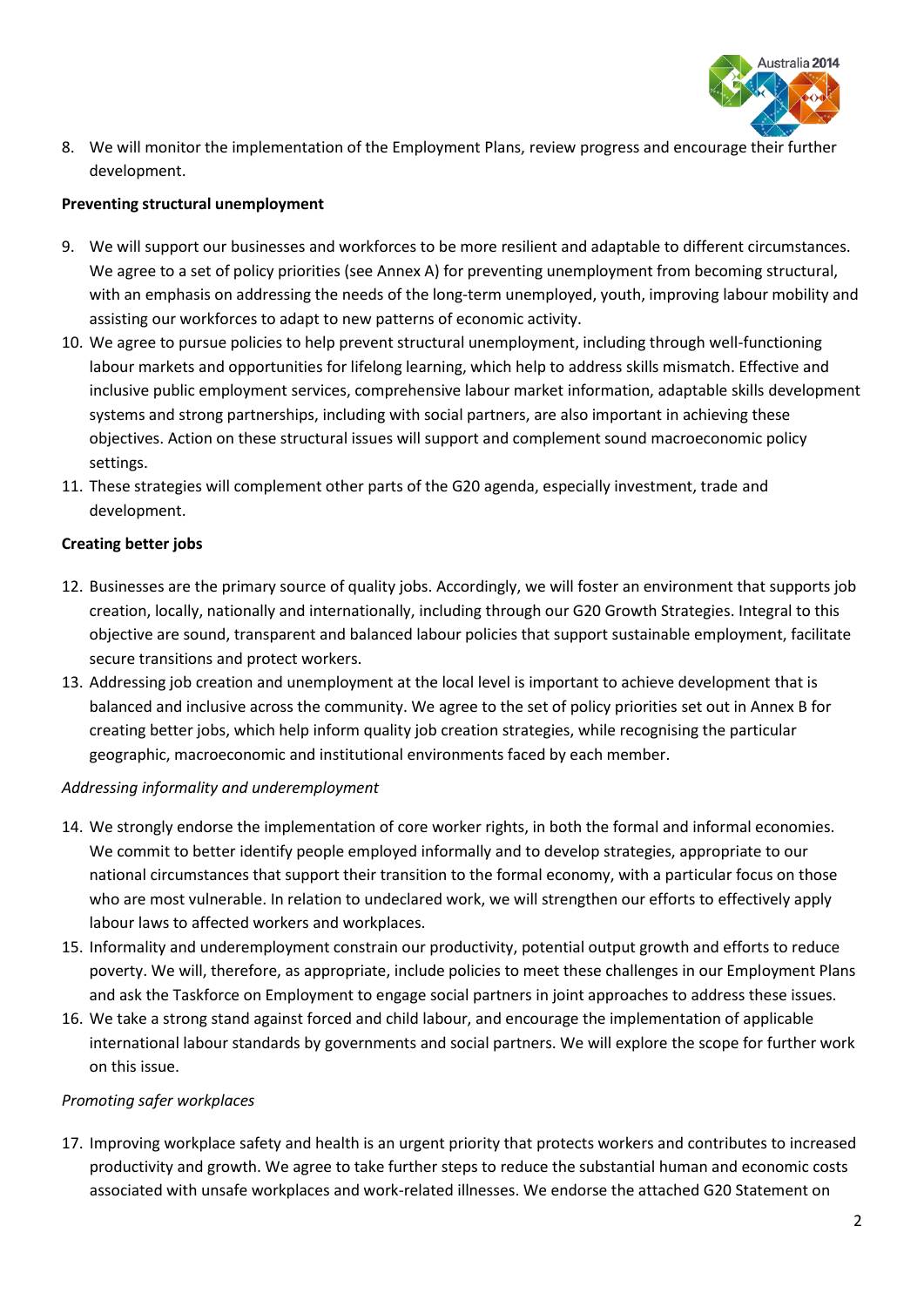8. We will monitor the implementation of the Employment Plans, review progress and encourage their further development.

**Preventing structural unemployment**

9. We will support our businesses and workforces to be more resilient and adaptable to different circumstances. We agree to a set of policy priorities (see Annex A) for preventing unemployment from becoming structural, with an emphasis on addressing the needs of the long-term unemployed, youth, improving labour mobility and assisting our workforces to adapt to new patterns of economic activity.
10. We agree to pursue policies to help prevent structural unemployment, including through well-functioning labour markets and opportunities for lifelong learning, which help to address skills mismatch. Effective and inclusive public employment services, comprehensive labour market information, adaptable skills development systems and strong partnerships, including with social partners, are also important in achieving these objectives. Action on these structural issues will support and complement sound macroeconomic policy settings.
11. These strategies will complement other parts of the G20 agenda, especially investment, trade and development.

**Creating better jobs**

12. Businesses are the primary source of quality jobs. Accordingly, we will foster an environment that supports job creation, locally, nationally and internationally, including through our G20 Growth Strategies. Integral to this objective are sound, transparent and balanced labour policies that support sustainable employment, facilitate secure transitions and protect workers.
13. Addressing job creation and unemployment at the local level is important to achieve development that is balanced and inclusive across the community. We agree to the set of policy priorities set out in Annex B for creating better jobs, which help inform quality job creation strategies, while recognising the particular geographic, macroeconomic and institutional environments faced by each member.

*Addressing informality and underemployment*

14. We strongly endorse the implementation of core worker rights, in both the formal and informal economies. We commit to better identify people employed informally and to develop strategies, appropriate to our national circumstances that support their transition to the formal economy, with a particular focus on those who are most vulnerable. In relation to undeclared work, we will strengthen our efforts to effectively apply labour laws to affected workers and workplaces.
15. Informality and underemployment constrain our productivity, potential output growth and efforts to reduce poverty. We will, therefore, as appropriate, include policies to meet these challenges in our Employment Plans and ask the Taskforce on Employment to engage social partners in joint approaches to address these issues.
16. We take a strong stand against forced and child labour, and encourage the implementation of applicable international labour standards by governments and social partners. We will explore the scope for further work on this issue.

*Promoting safer workplaces*

17. Improving workplace safety and health is an urgent priority that protects workers and contributes to increased productivity and growth. We agree to take further steps to reduce the substantial human and economic costs associated with unsafe workplaces and work-related illnesses. We endorse the attached G20 Statement on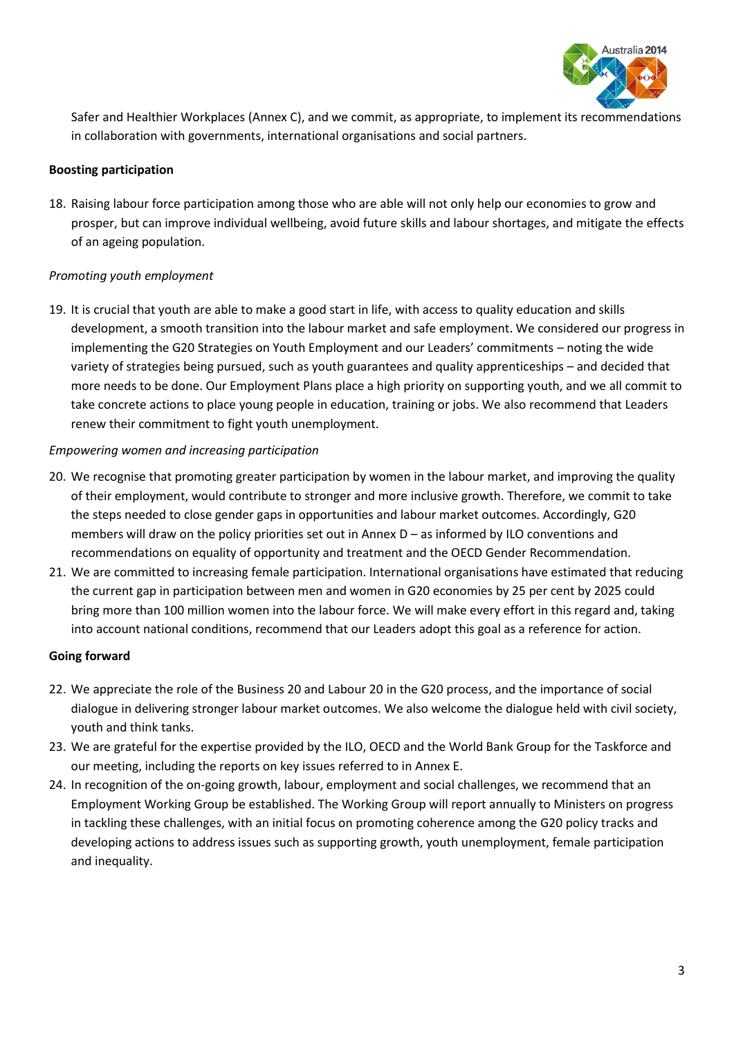Safer and Healthier Workplaces (Annex C), and we commit, as appropriate, to implement its recommendations in collaboration with governments, international organisations and social partners.

**Boosting participation**

18. Raising labour force participation among those who are able will not only help our economies to grow and prosper, but can improve individual wellbeing, avoid future skills and labour shortages, and mitigate the effects of an ageing population.

*Promoting youth employment*

19. It is crucial that youth are able to make a good start in life, with access to quality education and skills development, a smooth transition into the labour market and safe employment. We considered our progress in implementing the G20 Strategies on Youth Employment and our Leaders' commitments – noting the wide variety of strategies being pursued, such as youth guarantees and quality apprenticeships – and decided that more needs to be done. Our Employment Plans place a high priority on supporting youth, and we all commit to take concrete actions to place young people in education, training or jobs. We also recommend that Leaders renew their commitment to fight youth unemployment.

*Empowering women and increasing participation*

20. We recognise that promoting greater participation by women in the labour market, and improving the quality of their employment, would contribute to stronger and more inclusive growth. Therefore, we commit to take the steps needed to close gender gaps in opportunities and labour market outcomes. Accordingly, G20 members will draw on the policy priorities set out in Annex D – as informed by ILO conventions and recommendations on equality of opportunity and treatment and the OECD Gender Recommendation.
21. We are committed to increasing female participation. International organisations have estimated that reducing the current gap in participation between men and women in G20 economies by 25 per cent by 2025 could bring more than 100 million women into the labour force. We will make every effort in this regard and, taking into account national conditions, recommend that our Leaders adopt this goal as a reference for action.

**Going forward**

22. We appreciate the role of the Business 20 and Labour 20 in the G20 process, and the importance of social dialogue in delivering stronger labour market outcomes. We also welcome the dialogue held with civil society, youth and think tanks.
23. We are grateful for the expertise provided by the ILO, OECD and the World Bank Group for the Taskforce and our meeting, including the reports on key issues referred to in Annex E.
24. In recognition of the on-going growth, labour, employment and social challenges, we recommend that an Employment Working Group be established. The Working Group will report annually to Ministers on progress in tackling these challenges, with an initial focus on promoting coherence among the G20 policy tracks and developing actions to address issues such as supporting growth, youth unemployment, female participation and inequality.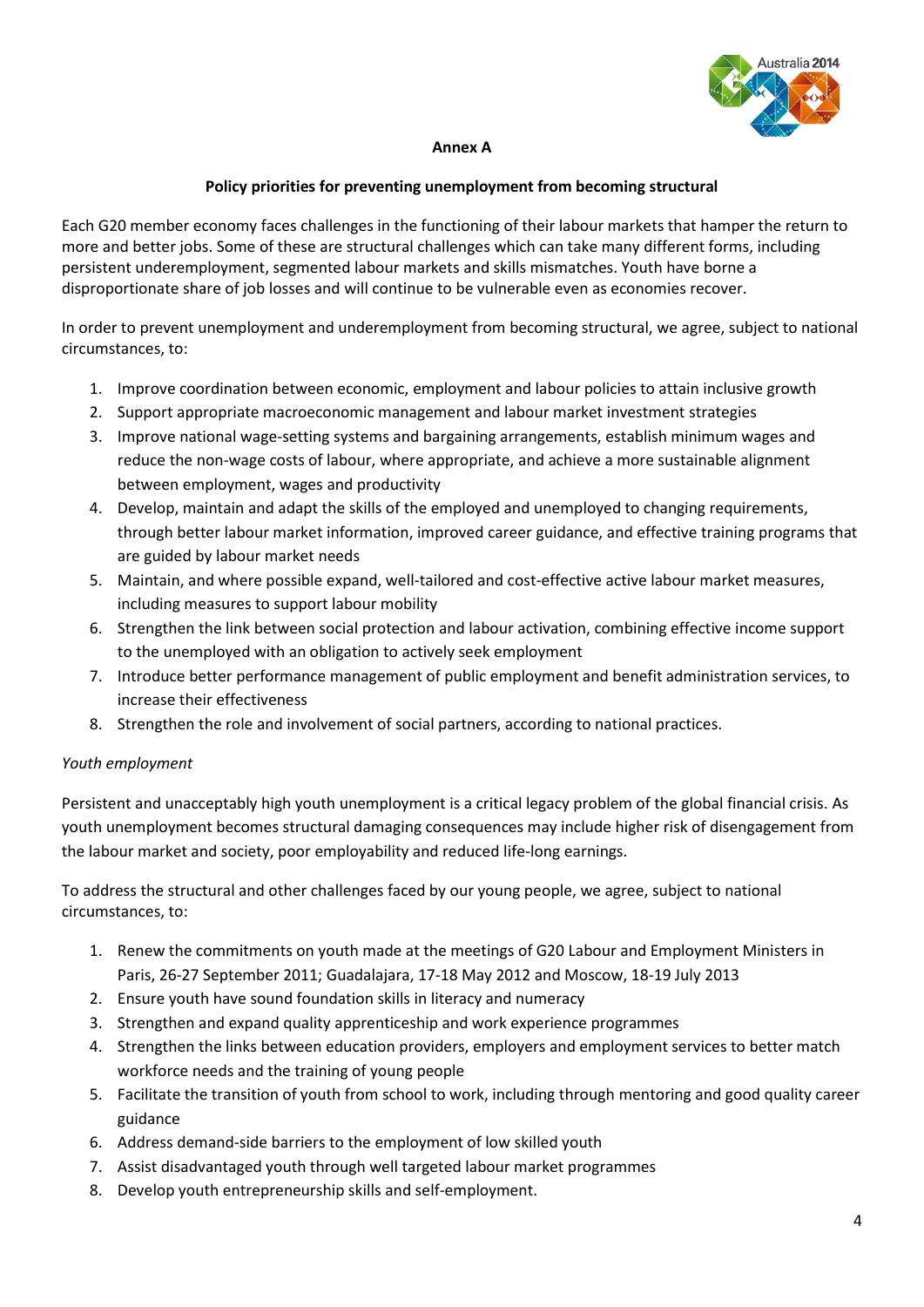**Annex A**

**Policy priorities for preventing unemployment from becoming structural**

Each G20 member economy faces challenges in the functioning of their labour markets that hamper the return to more and better jobs. Some of these are structural challenges which can take many different forms, including persistent underemployment, segmented labour markets and skills mismatches. Youth have borne a disproportionate share of job losses and will continue to be vulnerable even as economies recover.

In order to prevent unemployment and underemployment from becoming structural, we agree, subject to national circumstances, to:

1. Improve coordination between economic, employment and labour policies to attain inclusive growth
2. Support appropriate macroeconomic management and labour market investment strategies
3. Improve national wage-setting systems and bargaining arrangements, establish minimum wages and reduce the non-wage costs of labour, where appropriate, and achieve a more sustainable alignment between employment, wages and productivity
4. Develop, maintain and adapt the skills of the employed and unemployed to changing requirements, through better labour market information, improved career guidance, and effective training programs that are guided by labour market needs
5. Maintain, and where possible expand, well-tailored and cost-effective active labour market measures, including measures to support labour mobility
6. Strengthen the link between social protection and labour activation, combining effective income support to the unemployed with an obligation to actively seek employment
7. Introduce better performance management of public employment and benefit administration services, to increase their effectiveness
8. Strengthen the role and involvement of social partners, according to national practices.

*Youth employment*

Persistent and unacceptably high youth unemployment is a critical legacy problem of the global financial crisis. As youth unemployment becomes structural damaging consequences may include higher risk of disengagement from the labour market and society, poor employability and reduced life-long earnings.

To address the structural and other challenges faced by our young people, we agree, subject to national circumstances, to:

1. Renew the commitments on youth made at the meetings of G20 Labour and Employment Ministers in Paris, 26-27 September 2011; Guadalajara, 17-18 May 2012 and Moscow, 18-19 July 2013
2. Ensure youth have sound foundation skills in literacy and numeracy
3. Strengthen and expand quality apprenticeship and work experience programmes
4. Strengthen the links between education providers, employers and employment services to better match workforce needs and the training of young people
5. Facilitate the transition of youth from school to work, including through mentoring and good quality career guidance
6. Address demand-side barriers to the employment of low skilled youth
7. Assist disadvantaged youth through well targeted labour market programmes
8. Develop youth entrepreneurship skills and self-employment.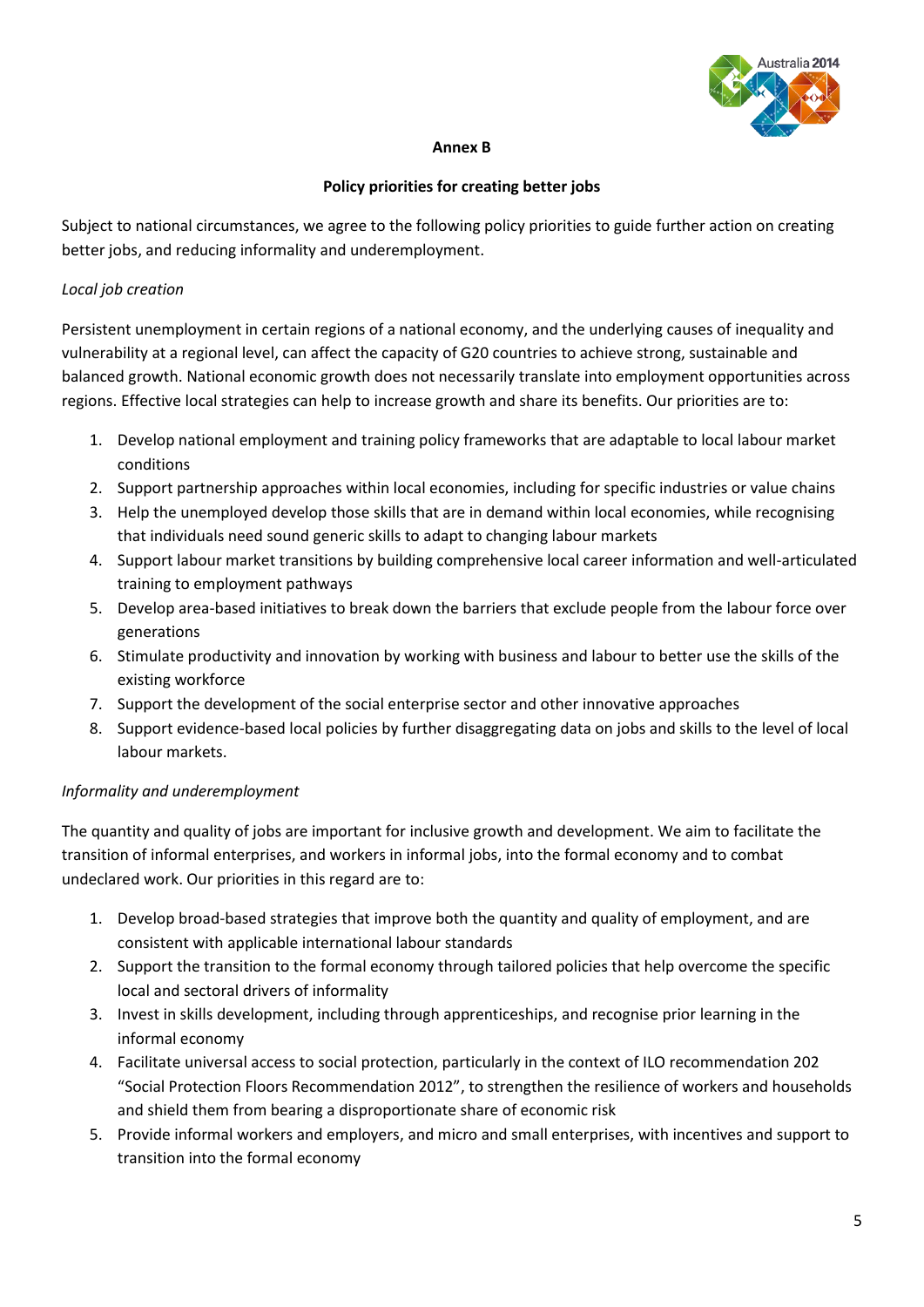**Annex B**

**Policy priorities for creating better jobs**

Subject to national circumstances, we agree to the following policy priorities to guide further action on creating better jobs, and reducing informality and underemployment.

*Local job creation*

Persistent unemployment in certain regions of a national economy, and the underlying causes of inequality and vulnerability at a regional level, can affect the capacity of G20 countries to achieve strong, sustainable and balanced growth. National economic growth does not necessarily translate into employment opportunities across regions. Effective local strategies can help to increase growth and share its benefits. Our priorities are to:

1. Develop national employment and training policy frameworks that are adaptable to local labour market conditions
2. Support partnership approaches within local economies, including for specific industries or value chains
3. Help the unemployed develop those skills that are in demand within local economies, while recognising that individuals need sound generic skills to adapt to changing labour markets
4. Support labour market transitions by building comprehensive local career information and well-articulated training to employment pathways
5. Develop area-based initiatives to break down the barriers that exclude people from the labour force over generations
6. Stimulate productivity and innovation by working with business and labour to better use the skills of the existing workforce
7. Support the development of the social enterprise sector and other innovative approaches
8. Support evidence-based local policies by further disaggregating data on jobs and skills to the level of local labour markets.

*Informality and underemployment*

The quantity and quality of jobs are important for inclusive growth and development. We aim to facilitate the transition of informal enterprises, and workers in informal jobs, into the formal economy and to combat undeclared work. Our priorities in this regard are to:

1. Develop broad-based strategies that improve both the quantity and quality of employment, and are consistent with applicable international labour standards
2. Support the transition to the formal economy through tailored policies that help overcome the specific local and sectoral drivers of informality
3. Invest in skills development, including through apprenticeships, and recognise prior learning in the informal economy
4. Facilitate universal access to social protection, particularly in the context of ILO recommendation 202 "Social Protection Floors Recommendation 2012", to strengthen the resilience of workers and households and shield them from bearing a disproportionate share of economic risk
5. Provide informal workers and employers, and micro and small enterprises, with incentives and support to transition into the formal economy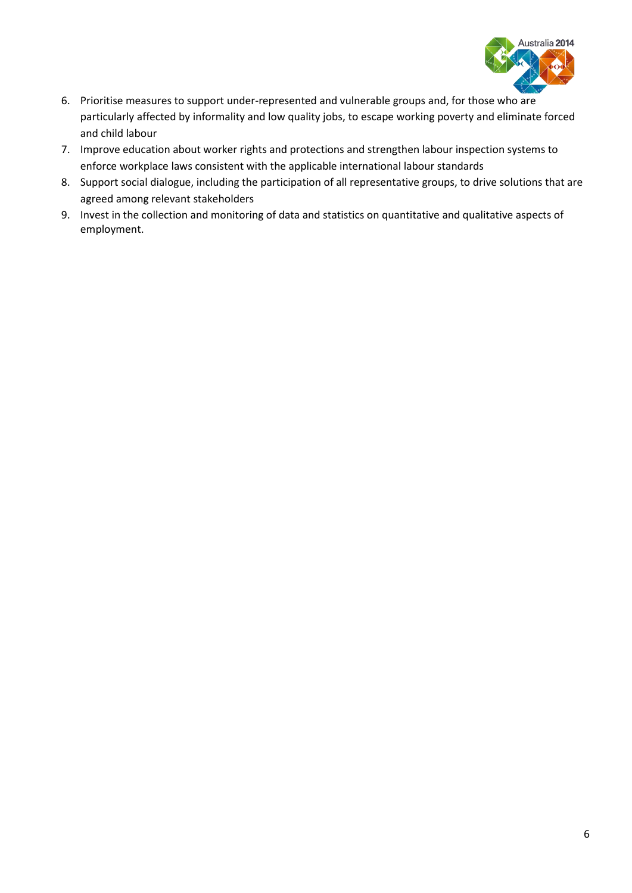6. Prioritise measures to support under-represented and vulnerable groups and, for those who are particularly affected by informality and low quality jobs, to escape working poverty and eliminate forced and child labour
7. Improve education about worker rights and protections and strengthen labour inspection systems to enforce workplace laws consistent with the applicable international labour standards
8. Support social dialogue, including the participation of all representative groups, to drive solutions that are agreed among relevant stakeholders
9. Invest in the collection and monitoring of data and statistics on quantitative and qualitative aspects of employment.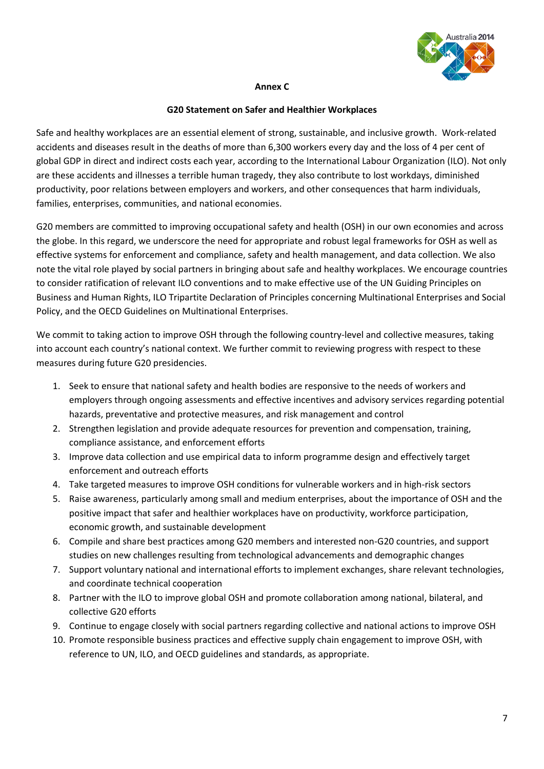**Annex C**

**G20 Statement on Safer and Healthier Workplaces**

Safe and healthy workplaces are an essential element of strong, sustainable, and inclusive growth. Work-related accidents and diseases result in the deaths of more than 6,300 workers every day and the loss of 4 per cent of global GDP in direct and indirect costs each year, according to the International Labour Organization (ILO). Not only are these accidents and illnesses a terrible human tragedy, they also contribute to lost workdays, diminished productivity, poor relations between employers and workers, and other consequences that harm individuals, families, enterprises, communities, and national economies.

G20 members are committed to improving occupational safety and health (OSH) in our own economies and across the globe. In this regard, we underscore the need for appropriate and robust legal frameworks for OSH as well as effective systems for enforcement and compliance, safety and health management, and data collection. We also note the vital role played by social partners in bringing about safe and healthy workplaces. We encourage countries to consider ratification of relevant ILO conventions and to make effective use of the UN Guiding Principles on Business and Human Rights, ILO Tripartite Declaration of Principles concerning Multinational Enterprises and Social Policy, and the OECD Guidelines on Multinational Enterprises.

We commit to taking action to improve OSH through the following country-level and collective measures, taking into account each country's national context. We further commit to reviewing progress with respect to these measures during future G20 presidencies.

1. Seek to ensure that national safety and health bodies are responsive to the needs of workers and employers through ongoing assessments and effective incentives and advisory services regarding potential hazards, preventative and protective measures, and risk management and control
2. Strengthen legislation and provide adequate resources for prevention and compensation, training, compliance assistance, and enforcement efforts
3. Improve data collection and use empirical data to inform programme design and effectively target enforcement and outreach efforts
4. Take targeted measures to improve OSH conditions for vulnerable workers and in high-risk sectors
5. Raise awareness, particularly among small and medium enterprises, about the importance of OSH and the positive impact that safer and healthier workplaces have on productivity, workforce participation, economic growth, and sustainable development
6. Compile and share best practices among G20 members and interested non-G20 countries, and support studies on new challenges resulting from technological advancements and demographic changes
7. Support voluntary national and international efforts to implement exchanges, share relevant technologies, and coordinate technical cooperation
8. Partner with the ILO to improve global OSH and promote collaboration among national, bilateral, and collective G20 efforts
9. Continue to engage closely with social partners regarding collective and national actions to improve OSH
10. Promote responsible business practices and effective supply chain engagement to improve OSH, with reference to UN, ILO, and OECD guidelines and standards, as appropriate.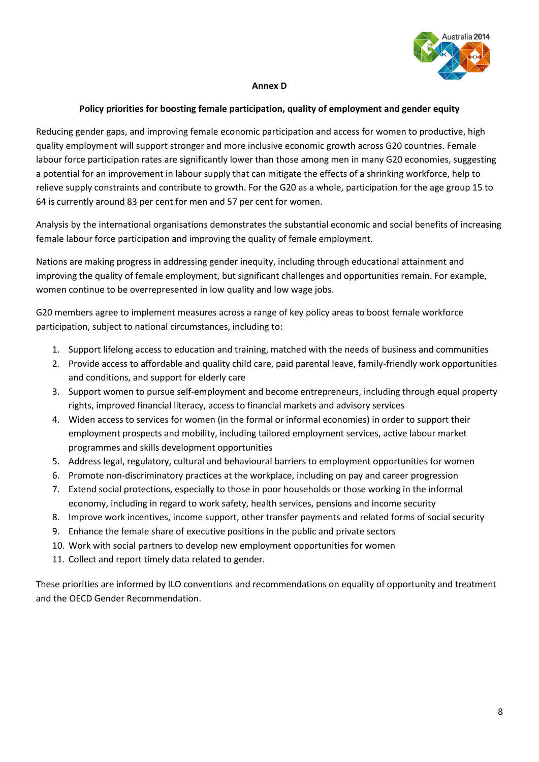# Annex D

## Policy priorities for boosting female participation, quality of employment and gender equity

Reducing gender gaps, and improving female economic participation and access for women to productive, high quality employment will support stronger and more inclusive economic growth across G20 countries. Female labour force participation rates are significantly lower than those among men in many G20 economies, suggesting a potential for an improvement in labour supply that can mitigate the effects of a shrinking workforce, help to relieve supply constraints and contribute to growth. For the G20 as a whole, participation for the age group 15 to 64 is currently around 83 per cent for men and 57 per cent for women.

Analysis by the international organisations demonstrates the substantial economic and social benefits of increasing female labour force participation and improving the quality of female employment.

Nations are making progress in addressing gender inequity, including through educational attainment and improving the quality of female employment, but significant challenges and opportunities remain. For example, women continue to be overrepresented in low quality and low wage jobs.

G20 members agree to implement measures across a range of key policy areas to boost female workforce participation, subject to national circumstances, including to:

1. Support lifelong access to education and training, matched with the needs of business and communities
2. Provide access to affordable and quality child care, paid parental leave, family-friendly work opportunities and conditions, and support for elderly care
3. Support women to pursue self-employment and become entrepreneurs, including through equal property rights, improved financial literacy, access to financial markets and advisory services
4. Widen access to services for women (in the formal or informal economies) in order to support their employment prospects and mobility, including tailored employment services, active labour market programmes and skills development opportunities
5. Address legal, regulatory, cultural and behavioural barriers to employment opportunities for women
6. Promote non-discriminatory practices at the workplace, including on pay and career progression
7. Extend social protections, especially to those in poor households or those working in the informal economy, including in regard to work safety, health services, pensions and income security
8. Improve work incentives, income support, other transfer payments and related forms of social security
9. Enhance the female share of executive positions in the public and private sectors
10. Work with social partners to develop new employment opportunities for women
11. Collect and report timely data related to gender.

These priorities are informed by ILO conventions and recommendations on equality of opportunity and treatment and the OECD Gender Recommendation.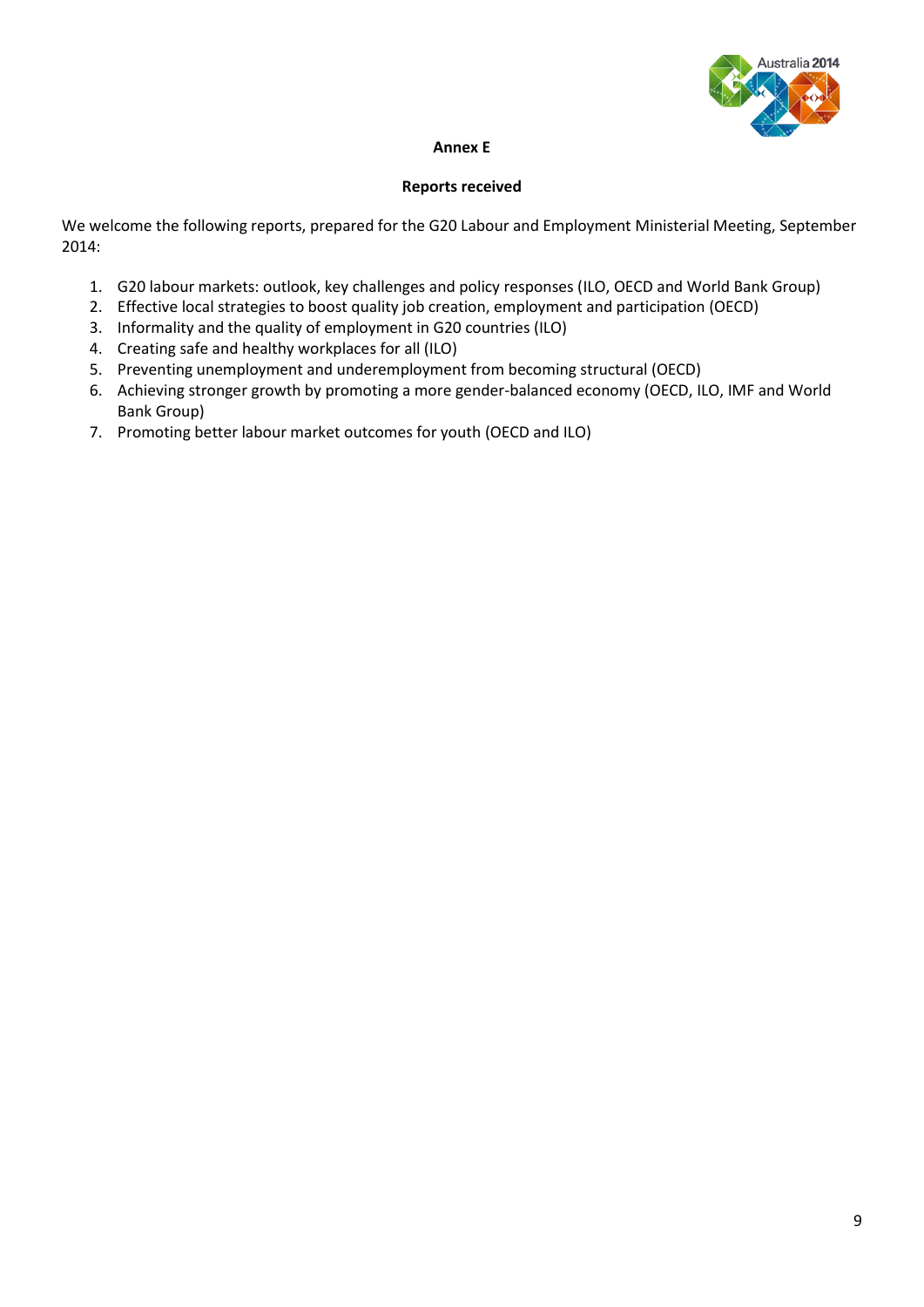## Annex E

### Reports received

We welcome the following reports, prepared for the G20 Labour and Employment Ministerial Meeting, September 2014:

1. G20 labour markets: outlook, key challenges and policy responses (ILO, OECD and World Bank Group)
2. Effective local strategies to boost quality job creation, employment and participation (OECD)
3. Informality and the quality of employment in G20 countries (ILO)
4. Creating safe and healthy workplaces for all (ILO)
5. Preventing unemployment and underemployment from becoming structural (OECD)
6. Achieving stronger growth by promoting a more gender-balanced economy (OECD, ILO, IMF and World Bank Group)
7. Promoting better labour market outcomes for youth (OECD and ILO)